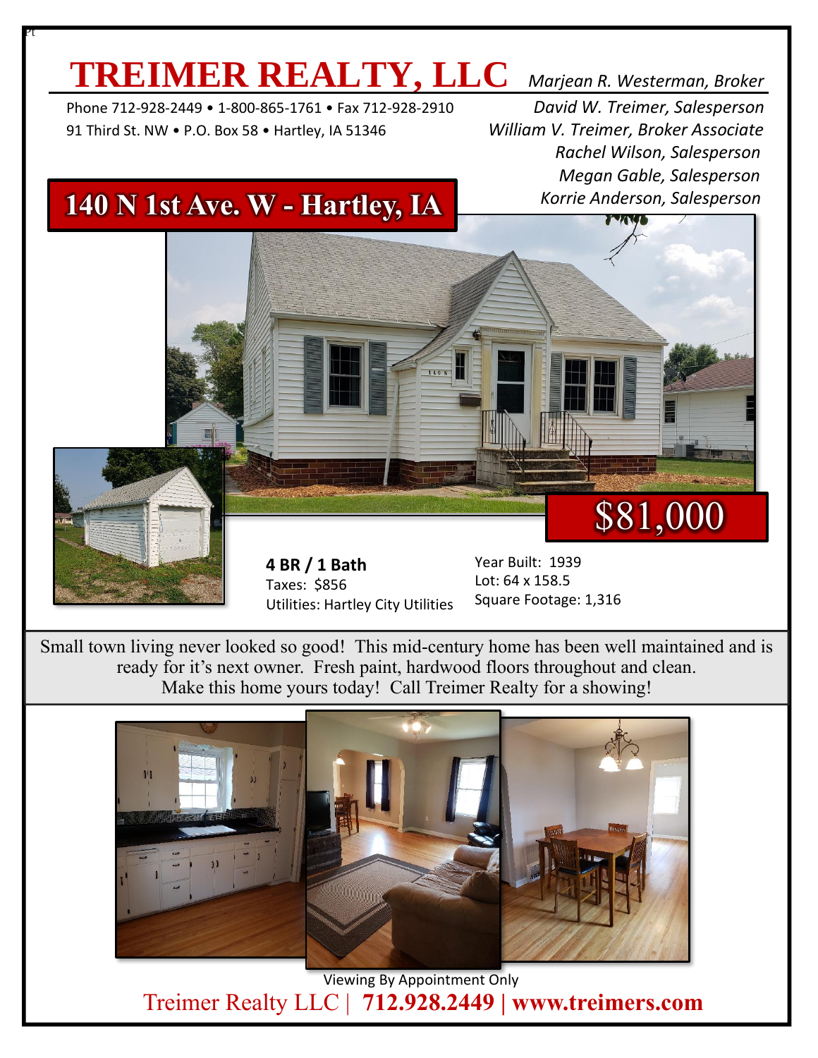# TREIMER REALTY, LLC

Phone 712-928-2449 • 1-800-865-1761 • Fax 712-928-2910
91 Third St. NW • P.O. Box 58 • Hartley, IA 51346

*Marjean R. Westerman, Broker*
*David W. Treimer, Salesperson*
*William V. Treimer, Broker Associate*
*Rachel Wilson, Salesperson*
*Megan Gable, Salesperson*
*Korrie Anderson, Salesperson*

## 140 N 1st Ave. W - Hartley, IA

## $81,000

**4 BR / 1 Bath**
Taxes: $856
Utilities: Hartley City Utilities

Year Built: 1939
Lot: 64 x 158.5
Square Footage: 1,316

Small town living never looked so good! This mid-century home has been well maintained and is ready for it's next owner. Fresh paint, hardwood floors throughout and clean. Make this home yours today! Call Treimer Realty for a showing!

Viewing By Appointment Only

Treimer Realty LLC | **712.928.2449 | www.treimers.com**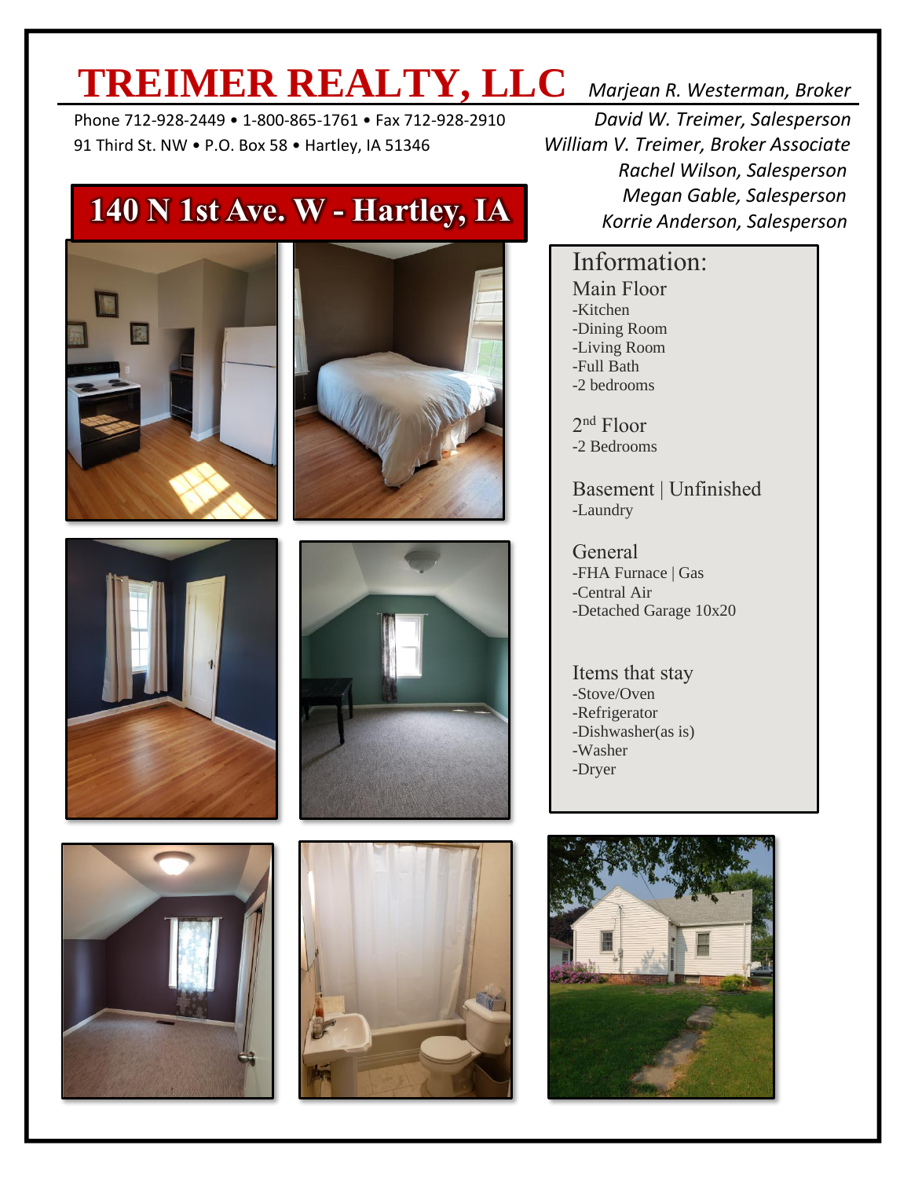# TREIMER REALTY, LLC

Phone 712-928-2449 • 1-800-865-1761 • Fax 712-928-2910
91 Third St. NW • P.O. Box 58 • Hartley, IA 51346

*Marjean R. Westerman, Broker*
*David W. Treimer, Salesperson*
*William V. Treimer, Broker Associate*
*Rachel Wilson, Salesperson*
*Megan Gable, Salesperson*
*Korrie Anderson, Salesperson*

## 140 N 1st Ave. W - Hartley, IA

### Information:

**Main Floor**
- Kitchen
- Dining Room
- Living Room
- Full Bath
- 2 bedrooms

**2nd Floor**
- 2 Bedrooms

**Basement | Unfinished**
- Laundry

**General**
- FHA Furnace | Gas
- Central Air
- Detached Garage 10x20

**Items that stay**
- Stove/Oven
- Refrigerator
- Dishwasher(as is)
- Washer
- Dryer